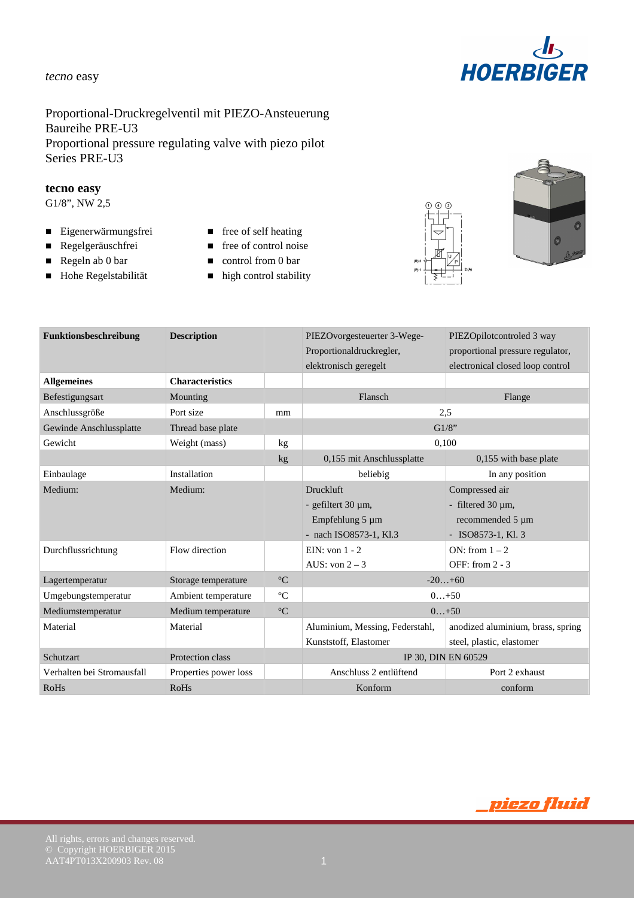*tecno* easy

HOERBIGER

Proportional-Druckregelventil mit PIEZO-Ansteuerung
Baureihe PRE-U3
Proportional pressure regulating valve with piezo pilot
Series PRE-U3

**tecno easy**
G1/8", NW 2,5

- Eigenerwärmungsfrei
- Regelgeräuschfrei
- Regeln ab 0 bar
- Hohe Regelstabilität

- free of self heating
- free of control noise
- control from 0 bar
- high control stability

| **Funktionsbeschreibung** | **Description** | | PIEZOvorgesteuerter 3-Wege-Proportionaldruckregler, elektronisch geregelt | PIEZOpilotcontroled 3 way proportional pressure regulator, electronical closed loop control |
|---|---|---|---|---|
| **Allgemeines** | **Characteristics** | | | |
| Befestigungsart | Mounting | | Flansch | Flange |
| Anschlussgröße | Port size | mm | 2,5 | |
| Gewinde Anschlussplatte | Thread base plate | | G1/8" | |
| Gewicht | Weight (mass) | kg | 0,100 | |
| | | kg | 0,155 mit Anschlussplatte | 0,155 with base plate |
| Einbaulage | Installation | | beliebig | In any position |
| Medium: | Medium: | | Druckluft<br>- gefiltert 30 µm,<br>Empfehlung 5 µm<br>- nach ISO8573-1, Kl.3 | Compressed air<br>- filtered 30 µm,<br>recommended 5 µm<br>- ISO8573-1, Kl. 3 |
| Durchflussrichtung | Flow direction | | EIN: von 1 - 2<br>AUS: von 2 – 3 | ON: from 1 – 2<br>OFF: from 2 - 3 |
| Lagertemperatur | Storage temperature | °C | -20…+60 | |
| Umgebungstemperatur | Ambient temperature | °C | 0…+50 | |
| Mediumstemperatur | Medium temperature | °C | 0…+50 | |
| Material | Material | | Aluminium, Messing, Federstahl, Kunststoff, Elastomer | anodized aluminium, brass, spring steel, plastic, elastomer |
| Schutzart | Protection class | | IP 30, DIN EN 60529 | |
| Verhalten bei Stromausfall | Properties power loss | | Anschluss 2 entlüftend | Port 2 exhaust |
| RoHs | RoHs | | Konform | conform |

_piezo fluid

All rights, errors and changes reserved.
© Copyright HOERBIGER 2015
AAT4PT013X200903 Rev. 08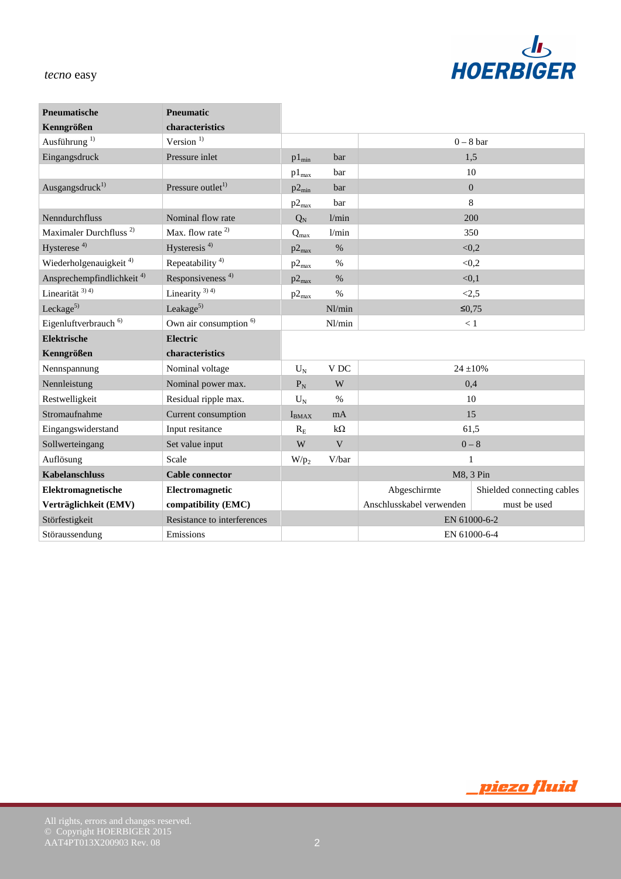*tecno* easy

| **Pneumatische Kenngrößen** | **Pneumatic characteristics** | | | | |
|---|---|---|---|---|---|
| Ausführung [1] | Version [1] | | | 0 – 8 bar | |
| Eingangsdruck | Pressure inlet | $p1_{min}$ | bar | 1,5 | |
| | | $p1_{max}$ | bar | 10 | |
| Ausgangsdruck[1] | Pressure outlet[1] | $p2_{min}$ | bar | 0 | |
| | | $p2_{max}$ | bar | 8 | |
| Nenndurchfluss | Nominal flow rate | $Q_N$ | l/min | 200 | |
| Maximaler Durchfluss [2] | Max. flow rate [2] | $Q_{max}$ | l/min | 350 | |
| Hysterese [4] | Hysteresis [4] | $p2_{max}$ | % | <0,2 | |
| Wiederholgenauigkeit [4] | Repeatability [4] | $p2_{max}$ | % | <0,2 | |
| Ansprechempfindlichkeit [4] | Responsiveness [4] | $p2_{max}$ | % | <0,1 | |
| Linearität [3] [4] | Linearity [3] [4] | $p2_{max}$ | % | <2,5 | |
| Leckage[5] | Leakage[5] | | Nl/min | ≤0,75 | |
| Eigenluftverbrauch [6] | Own air consumption [6] | | Nl/min | < 1 | |
| **Elektrische Kenngrößen** | **Electric characteristics** | | | | |
| Nennspannung | Nominal voltage | $U_N$ | V DC | 24 ±10% | |
| Nennleistung | Nominal power max. | $P_N$ | W | 0,4 | |
| Restwelligkeit | Residual ripple max. | $U_N$ | % | 10 | |
| Stromaufnahme | Current consumption | $I_{BMAX}$ | mA | 15 | |
| Eingangswiderstand | Input resitance | $R_E$ | kΩ | 61,5 | |
| Sollwerteingang | Set value input | W | V | 0 – 8 | |
| Auflösung | Scale | $W/p_2$ | V/bar | 1 | |
| **Kabelanschluss** | **Cable connector** | | | M8, 3 Pin | |
| **Elektromagnetische Verträglichkeit (EMV)** | **Electromagnetic compatibility (EMC)** | | | Abgeschirmte Anschlusskabel verwenden | Shielded connecting cables must be used |
| Störfestigkeit | Resistance to interferences | | | EN 61000-6-2 | |
| Störaussendung | Emissions | | | EN 61000-6-4 | |

All rights, errors and changes reserved.
© Copyright HOERBIGER 2015
AAT4PT013X200903 Rev. 08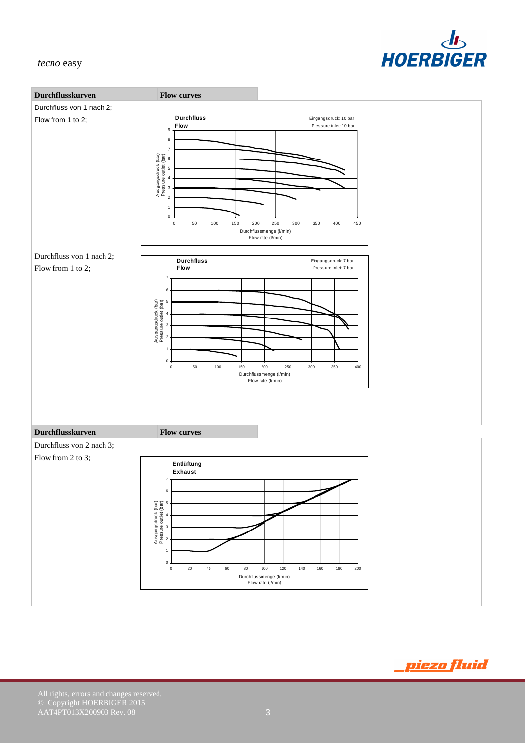| Durchflusskurven | Flow curves |
| --- | --- |

Durchfluss von 1 nach 2;

Flow from 1 to 2;

**Durchfluss**
**Flow**

Eingangsdruck: 10 bar
Pressure inlet: 10 bar

Ausgangsdruck (bar)
Pressure outlet (bar)

Durchflussmenge (l/min)
Flow rate (l/min)

Durchfluss von 1 nach 2;

Flow from 1 to 2;

**Durchfluss**
**Flow**

Eingangsdruck: 7 bar
Pressure inlet: 7 bar

Ausgangsdruck (bar)
Pressure outlet (bar)

Durchflussmenge (l/min)
Flow rate (l/min)

| Durchflusskurven | Flow curves |
| --- | --- |

Durchfluss von 2 nach 3;

Flow from 2 to 3;

**Entlüftung**
**Exhaust**

Ausgangsdruck (bar)
Pressure outlet (bar)

Durchflussmenge (l/min)
Flow rate (l/min)

All rights, errors and changes reserved.
© Copyright HOERBIGER 2015
AAT4PT013X200903 Rev. 08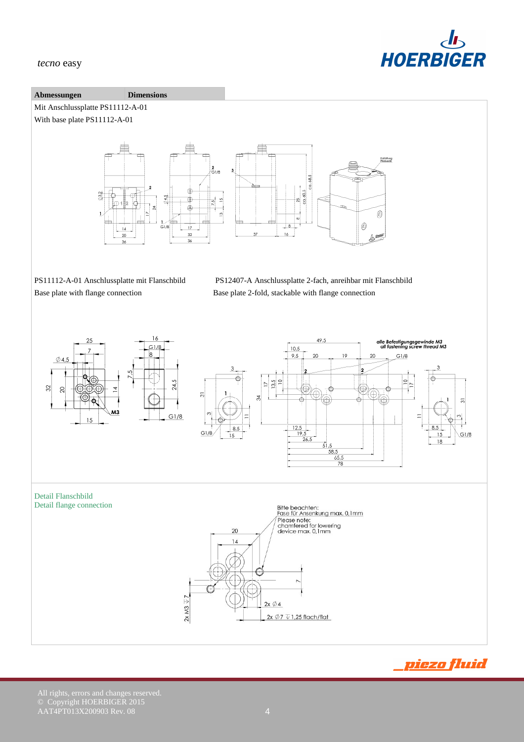| Abmessungen | Dimensions |
|---|---|

Mit Anschlussplatte PS11112-A-01

With base plate PS11112-A-01

PS11112-A-01 Anschlussplatte mit Flanschbild

Base plate with flange connection

PS12407-A Anschlussplatte 2-fach, anreihbar mit Flanschbild

Base plate 2-fold, stackable with flange connection

alle Befestigungsgewinde M3
all fastening screw thread M3

Detail Flanschbild

Detail flange connection

Bitte beachten:
Fase für Ansenkung max. 0,1mm

Please note:
chamfered for lowering device max. 0,1mm

All rights, errors and changes reserved.
© Copyright HOERBIGER 2015
AAT4PT013X200903 Rev. 08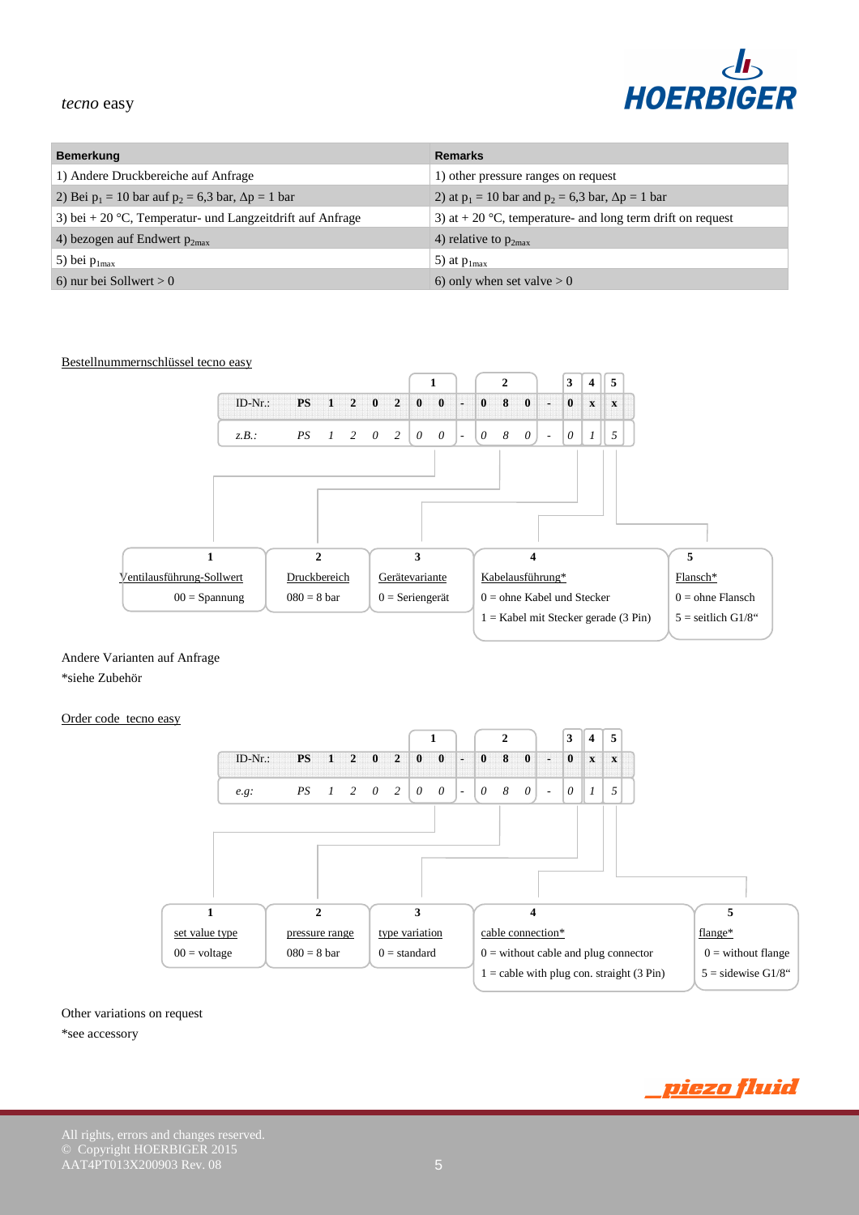| Bemerkung | Remarks |
|---|---|
| 1) Andere Druckbereiche auf Anfrage | 1) other pressure ranges on request |
| 2) Bei $p_1$ = 10 bar auf $p_2$ = 6,3 bar, $\Delta p$ = 1 bar | 2) at $p_1$ = 10 bar and $p_2$ = 6,3 bar, $\Delta p$ = 1 bar |
| 3) bei + 20 °C, Temperatur- und Langzeitdrift auf Anfrage | 3) at + 20 °C, temperature- and long term drift on request |
| 4) bezogen auf Endwert $p_{2max}$ | 4) relative to $p_{2max}$ |
| 5) bei $p_{1max}$ | 5) at $p_{1max}$ |
| 6) nur bei Sollwert > 0 | 6) only when set valve > 0 |

Bestellnummernschlüssel tecno easy

| | | | | | | 1 | | | 2 | | | | 3 | 4 | 5 |
|---|---|---|---|---|---|---|---|---|---|---|---|---|---|---|---|
| ID-Nr.: | PS 1 2 0 2 | 0 | 0 | - | 0 | 8 | 0 | - | 0 | x | x |
| *z.B.:* | *PS 1 2 0 2* | *0* | *0* | - | *0* | *8* | *0* | - | *0* | *1* | *5* |

| 1 | 2 | 3 | 4 | 5 |
|---|---|---|---|---|
| Ventilausführung-Sollwert | Druckbereich | Gerätevariante | Kabelausführung* | Flansch* |
| 00 = Spannung | 080 = 8 bar | 0 = Seriengerät | 0 = ohne Kabel und Stecker | 0 = ohne Flansch |
| | | | 1 = Kabel mit Stecker gerade (3 Pin) | 5 = seitlich G1/8“ |

Andere Varianten auf Anfrage
*siehe Zubehör

Order code tecno easy

| | 1 | | | 2 | | | | 3 | 4 | 5 |
|---|---|---|---|---|---|---|---|---|---|---|
| ID-Nr.: PS 1 2 0 2 | 0 | 0 | - | 0 | 8 | 0 | - | 0 | x | x |
| *e.g: PS 1 2 0 2* | *0* | *0* | - | *0* | *8* | *0* | - | *0* | *1* | *5* |

| 1 | 2 | 3 | 4 | 5 |
|---|---|---|---|---|
| set value type | pressure range | type variation | cable connection* | flange* |
| 00 = voltage | 080 = 8 bar | 0 = standard | 0 = without cable and plug connector | 0 = without flange |
| | | | 1 = cable with plug con. straight (3 Pin) | 5 = sidewise G1/8“ |

Other variations on request
*see accessory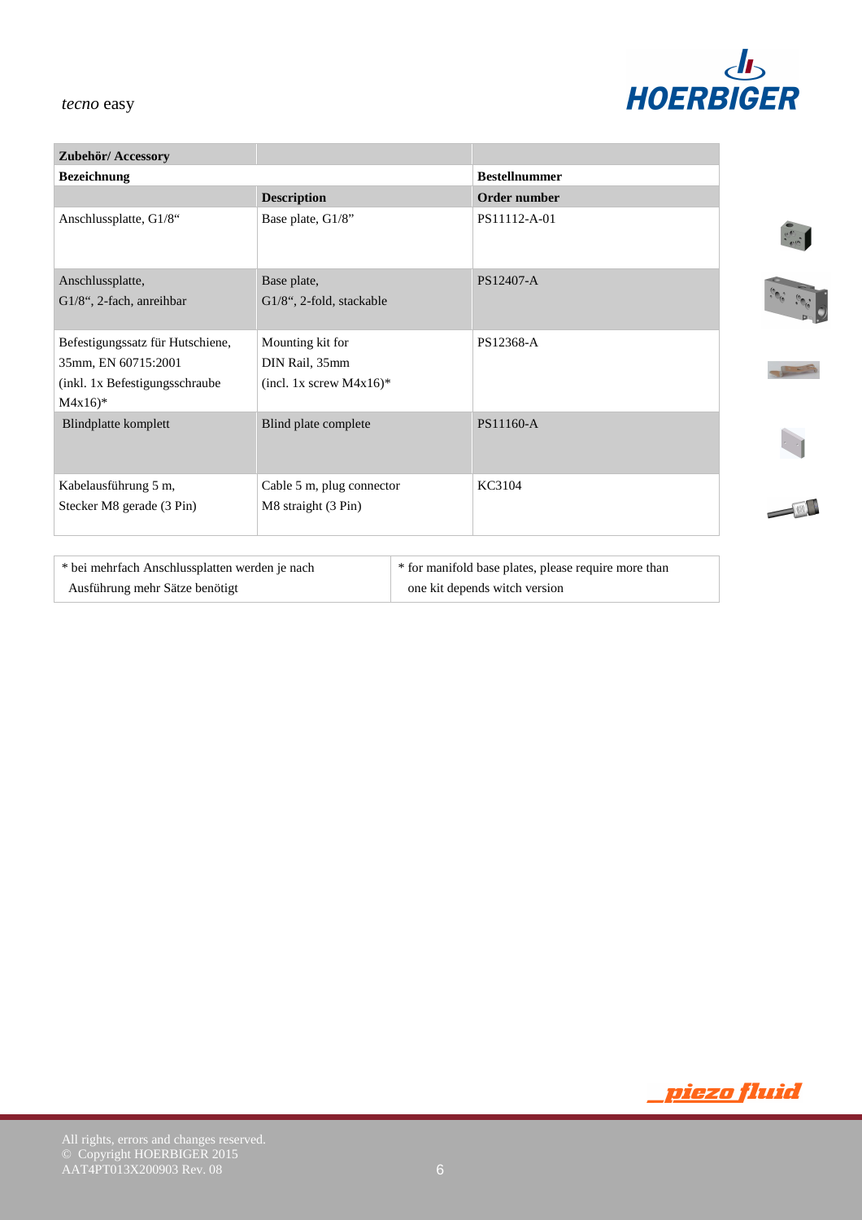| Zubehör/ Accessory | | |
|---|---|---|
| **Bezeichnung** | | **Bestellnummer** |
| | **Description** | **Order number** |
| Anschlussplatte, G1/8“ | Base plate, G1/8” | PS11112-A-01 |
| Anschlussplatte, G1/8“, 2-fach, anreihbar | Base plate, G1/8“, 2-fold, stackable | PS12407-A |
| Befestigungssatz für Hutschiene, 35mm, EN 60715:2001 (inkl. 1x Befestigungsschraube M4x16)* | Mounting kit for DIN Rail, 35mm (incl. 1x screw M4x16)* | PS12368-A |
| Blindplatte komplett | Blind plate complete | PS11160-A |
| Kabelausführung 5 m, Stecker M8 gerade (3 Pin) | Cable 5 m, plug connector M8 straight (3 Pin) | KC3104 |

| | |
|---|---|
| * bei mehrfach Anschlussplatten werden je nach Ausführung mehr Sätze benötigt | * for manifold base plates, please require more than one kit depends witch version |

All rights, errors and changes reserved.
© Copyright HOERBIGER 2015
AAT4PT013X200903 Rev. 08